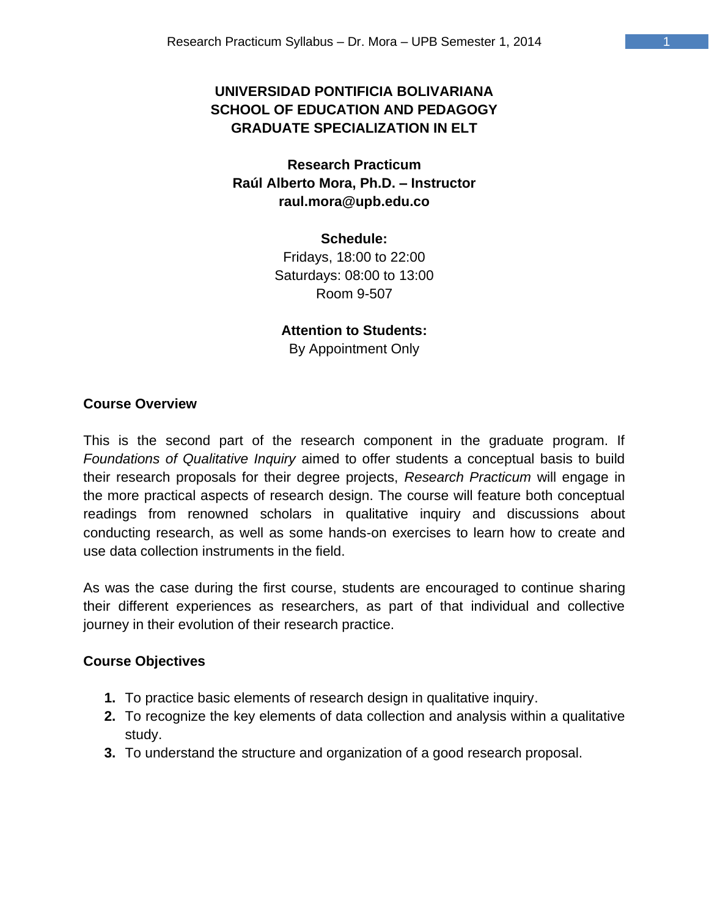**UNIVERSIDAD PONTIFICIA BOLIVARIANA**
**SCHOOL OF EDUCATION AND PEDAGOGY**
**GRADUATE SPECIALIZATION IN ELT**

**Research Practicum**
**Raúl Alberto Mora, Ph.D. – Instructor**
**raul.mora@upb.edu.co**

**Schedule:**
Fridays, 18:00 to 22:00
Saturdays: 08:00 to 13:00
Room 9-507

**Attention to Students:**
By Appointment Only

## Course Overview

This is the second part of the research component in the graduate program. If *Foundations of Qualitative Inquiry* aimed to offer students a conceptual basis to build their research proposals for their degree projects, *Research Practicum* will engage in the more practical aspects of research design. The course will feature both conceptual readings from renowned scholars in qualitative inquiry and discussions about conducting research, as well as some hands-on exercises to learn how to create and use data collection instruments in the field.

As was the case during the first course, students are encouraged to continue sharing their different experiences as researchers, as part of that individual and collective journey in their evolution of their research practice.

## Course Objectives

1. To practice basic elements of research design in qualitative inquiry.
2. To recognize the key elements of data collection and analysis within a qualitative study.
3. To understand the structure and organization of a good research proposal.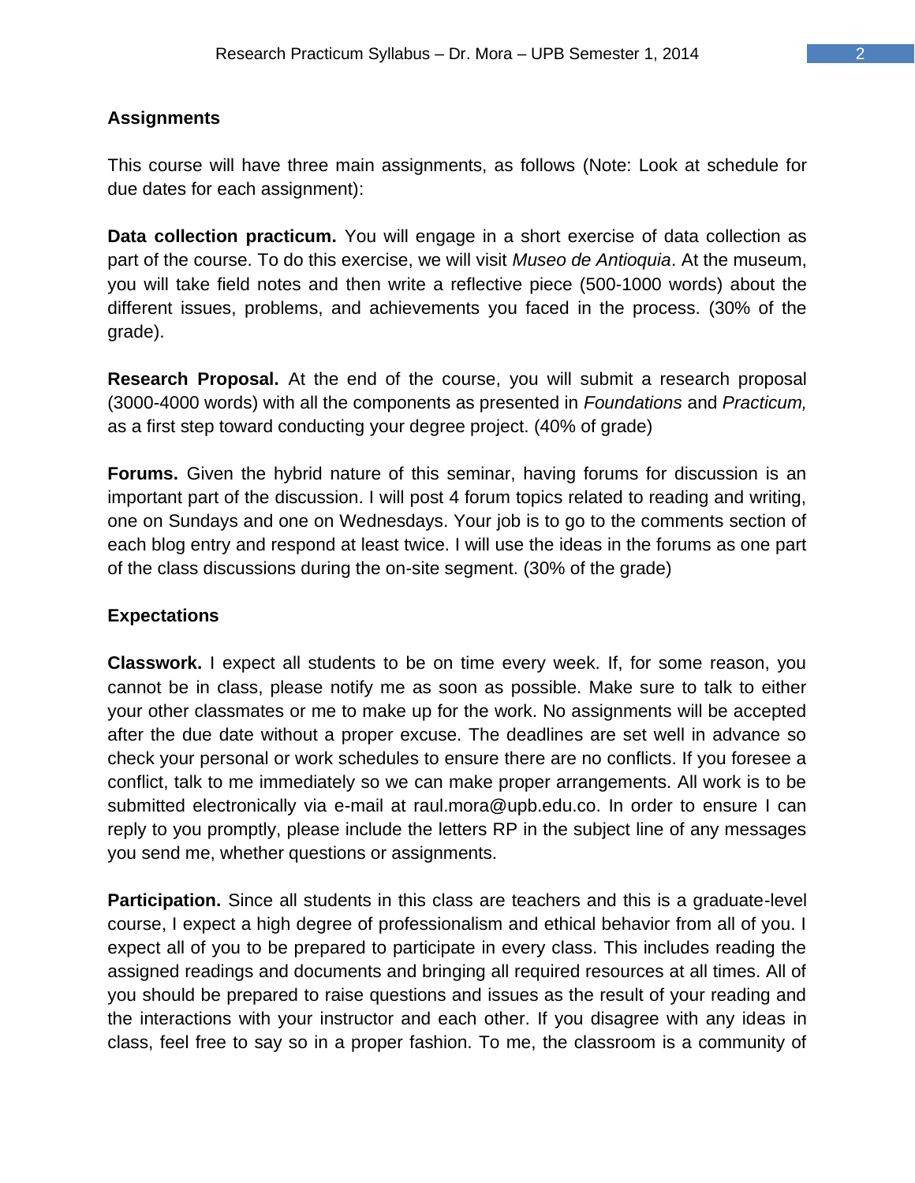**Assignments**

This course will have three main assignments, as follows (Note: Look at schedule for due dates for each assignment):

**Data collection practicum.** You will engage in a short exercise of data collection as part of the course. To do this exercise, we will visit *Museo de Antioquia*. At the museum, you will take field notes and then write a reflective piece (500-1000 words) about the different issues, problems, and achievements you faced in the process. (30% of the grade).

**Research Proposal.** At the end of the course, you will submit a research proposal (3000-4000 words) with all the components as presented in *Foundations* and *Practicum,* as a first step toward conducting your degree project. (40% of grade)

**Forums.** Given the hybrid nature of this seminar, having forums for discussion is an important part of the discussion. I will post 4 forum topics related to reading and writing, one on Sundays and one on Wednesdays. Your job is to go to the comments section of each blog entry and respond at least twice. I will use the ideas in the forums as one part of the class discussions during the on-site segment. (30% of the grade)

**Expectations**

**Classwork.** I expect all students to be on time every week. If, for some reason, you cannot be in class, please notify me as soon as possible. Make sure to talk to either your other classmates or me to make up for the work. No assignments will be accepted after the due date without a proper excuse. The deadlines are set well in advance so check your personal or work schedules to ensure there are no conflicts. If you foresee a conflict, talk to me immediately so we can make proper arrangements. All work is to be submitted electronically via e-mail at raul.mora@upb.edu.co. In order to ensure I can reply to you promptly, please include the letters RP in the subject line of any messages you send me, whether questions or assignments.

**Participation.** Since all students in this class are teachers and this is a graduate-level course, I expect a high degree of professionalism and ethical behavior from all of you. I expect all of you to be prepared to participate in every class. This includes reading the assigned readings and documents and bringing all required resources at all times. All of you should be prepared to raise questions and issues as the result of your reading and the interactions with your instructor and each other. If you disagree with any ideas in class, feel free to say so in a proper fashion. To me, the classroom is a community of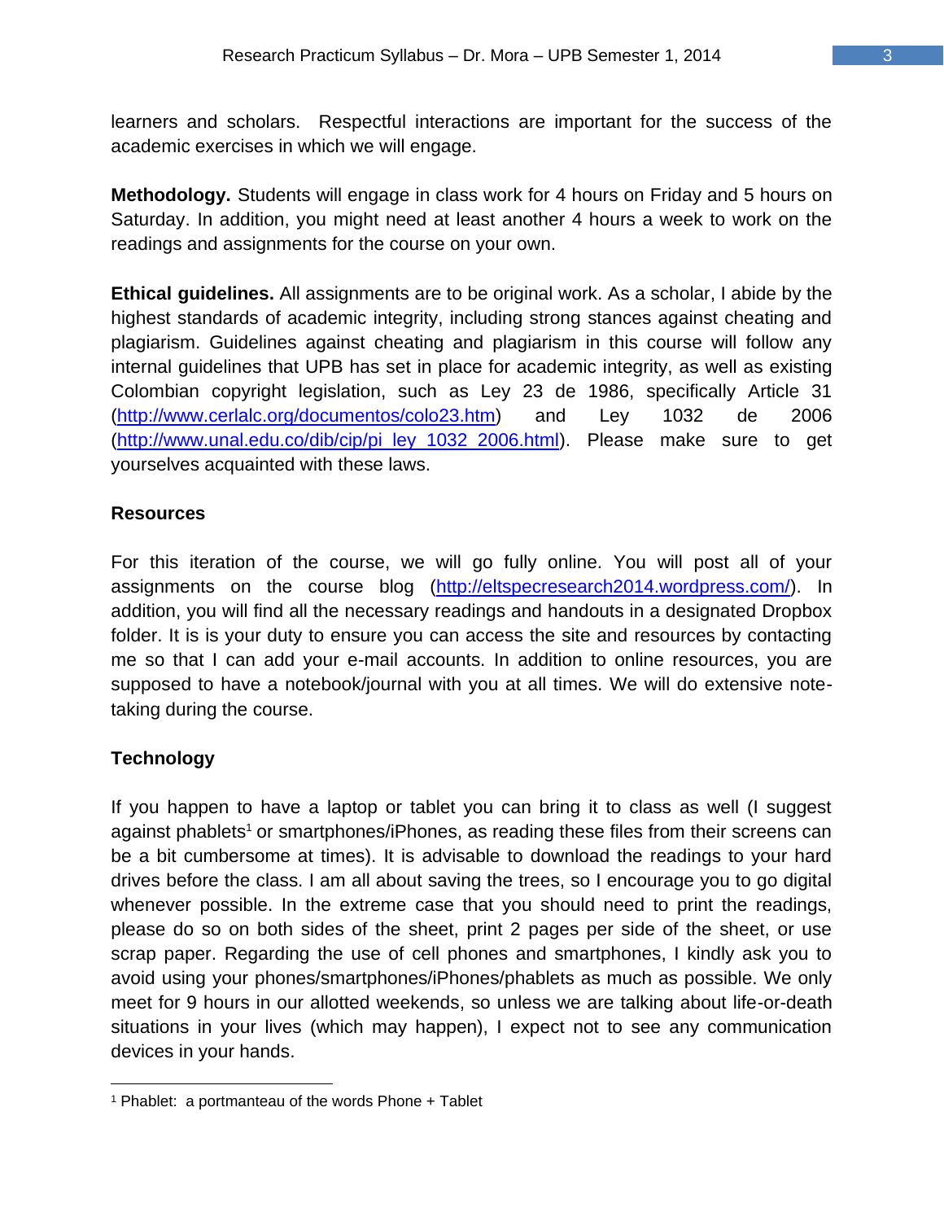learners and scholars. Respectful interactions are important for the success of the academic exercises in which we will engage.

**Methodology.** Students will engage in class work for 4 hours on Friday and 5 hours on Saturday. In addition, you might need at least another 4 hours a week to work on the readings and assignments for the course on your own.

**Ethical guidelines.** All assignments are to be original work. As a scholar, I abide by the highest standards of academic integrity, including strong stances against cheating and plagiarism. Guidelines against cheating and plagiarism in this course will follow any internal guidelines that UPB has set in place for academic integrity, as well as existing Colombian copyright legislation, such as Ley 23 de 1986, specifically Article 31 (http://www.cerlalc.org/documentos/colo23.htm) and Ley 1032 de 2006 (http://www.unal.edu.co/dib/cip/pi_ley_1032_2006.html). Please make sure to get yourselves acquainted with these laws.

**Resources**

For this iteration of the course, we will go fully online. You will post all of your assignments on the course blog (http://eltspecresearch2014.wordpress.com/). In addition, you will find all the necessary readings and handouts in a designated Dropbox folder. It is is your duty to ensure you can access the site and resources by contacting me so that I can add your e-mail accounts. In addition to online resources, you are supposed to have a notebook/journal with you at all times. We will do extensive note-taking during the course.

**Technology**

If you happen to have a laptop or tablet you can bring it to class as well (I suggest against phablets[1] or smartphones/iPhones, as reading these files from their screens can be a bit cumbersome at times). It is advisable to download the readings to your hard drives before the class. I am all about saving the trees, so I encourage you to go digital whenever possible. In the extreme case that you should need to print the readings, please do so on both sides of the sheet, print 2 pages per side of the sheet, or use scrap paper. Regarding the use of cell phones and smartphones, I kindly ask you to avoid using your phones/smartphones/iPhones/phablets as much as possible. We only meet for 9 hours in our allotted weekends, so unless we are talking about life-or-death situations in your lives (which may happen), I expect not to see any communication devices in your hands.

---

[1] Phablet: a portmanteau of the words Phone + Tablet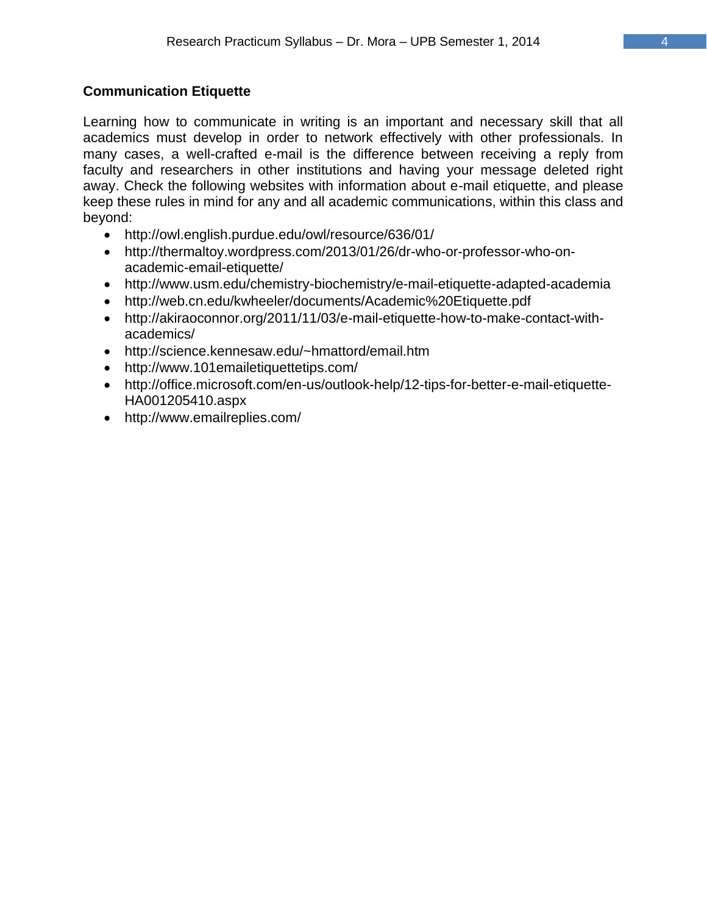## Communication Etiquette

Learning how to communicate in writing is an important and necessary skill that all academics must develop in order to network effectively with other professionals. In many cases, a well-crafted e-mail is the difference between receiving a reply from faculty and researchers in other institutions and having your message deleted right away. Check the following websites with information about e-mail etiquette, and please keep these rules in mind for any and all academic communications, within this class and beyond:

- http://owl.english.purdue.edu/owl/resource/636/01/
- http://thermaltoy.wordpress.com/2013/01/26/dr-who-or-professor-who-on-academic-email-etiquette/
- http://www.usm.edu/chemistry-biochemistry/e-mail-etiquette-adapted-academia
- http://web.cn.edu/kwheeler/documents/Academic%20Etiquette.pdf
- http://akiraoconnor.org/2011/11/03/e-mail-etiquette-how-to-make-contact-with-academics/
- http://science.kennesaw.edu/~hmattord/email.htm
- http://www.101emailetiquettetips.com/
- http://office.microsoft.com/en-us/outlook-help/12-tips-for-better-e-mail-etiquette-HA001205410.aspx
- http://www.emailreplies.com/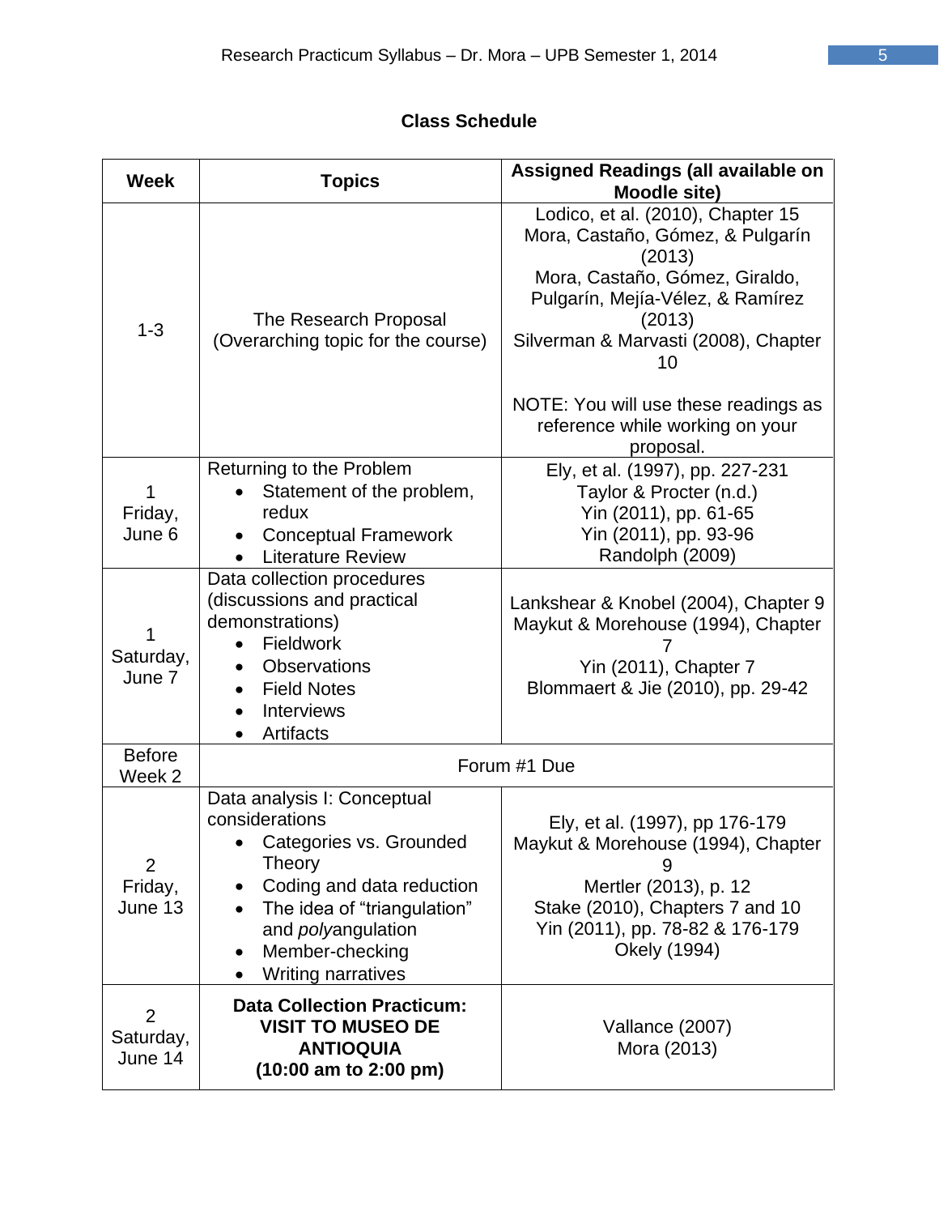**Class Schedule**

| Week | Topics | Assigned Readings (all available on Moodle site) |
|---|---|---|
| 1-3 | The Research Proposal (Overarching topic for the course) | Lodico, et al. (2010), Chapter 15<br>Mora, Castaño, Gómez, & Pulgarín (2013)<br>Mora, Castaño, Gómez, Giraldo, Pulgarín, Mejía-Vélez, & Ramírez (2013)<br>Silverman & Marvasti (2008), Chapter 10<br><br>NOTE: You will use these readings as reference while working on your proposal. |
| 1<br>Friday, June 6 | Returning to the Problem<br>• Statement of the problem, redux<br>• Conceptual Framework<br>• Literature Review | Ely, et al. (1997), pp. 227-231<br>Taylor & Procter (n.d.)<br>Yin (2011), pp. 61-65<br>Yin (2011), pp. 93-96<br>Randolph (2009) |
| 1<br>Saturday, June 7 | Data collection procedures (discussions and practical demonstrations)<br>• Fieldwork<br>• Observations<br>• Field Notes<br>• Interviews<br>• Artifacts | Lankshear & Knobel (2004), Chapter 9<br>Maykut & Morehouse (1994), Chapter 7<br>Yin (2011), Chapter 7<br>Blommaert & Jie (2010), pp. 29-42 |
| Before Week 2 | Forum #1 Due | |
| 2<br>Friday, June 13 | Data analysis I: Conceptual considerations<br>• Categories vs. Grounded Theory<br>• Coding and data reduction<br>• The idea of "triangulation" and *poly*angulation<br>• Member-checking<br>• Writing narratives | Ely, et al. (1997), pp 176-179<br>Maykut & Morehouse (1994), Chapter 9<br>Mertler (2013), p. 12<br>Stake (2010), Chapters 7 and 10<br>Yin (2011), pp. 78-82 & 176-179<br>Okely (1994) |
| 2<br>Saturday, June 14 | **Data Collection Practicum: VISIT TO MUSEO DE ANTIOQUIA (10:00 am to 2:00 pm)** | Vallance (2007)<br>Mora (2013) |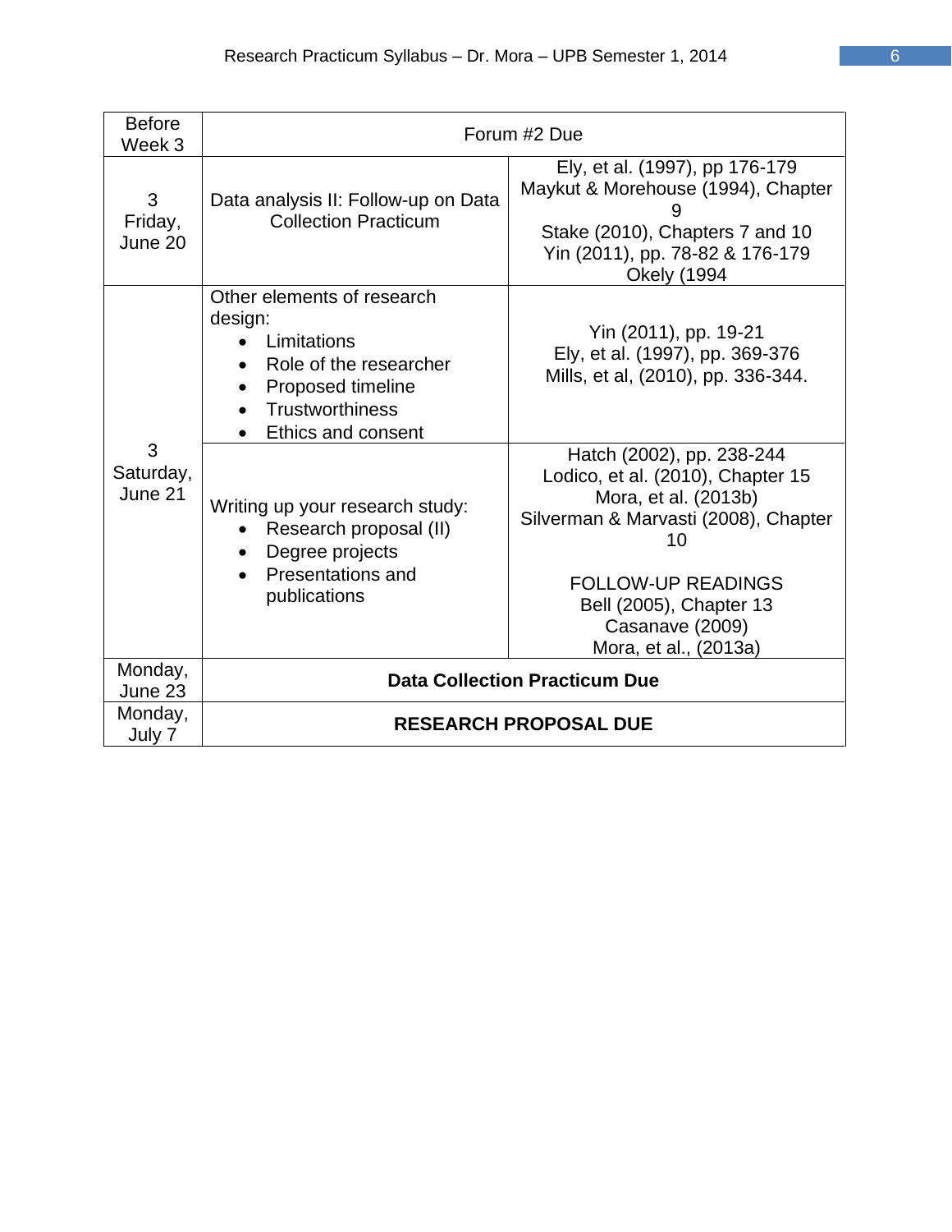| Week/Date | Topic | Readings |
| --- | --- | --- |
| Before Week 3 | Forum #2 Due | |
| 3<br>Friday, June 20 | Data analysis II: Follow-up on Data Collection Practicum | Ely, et al. (1997), pp 176-179<br>Maykut & Morehouse (1994), Chapter 9<br>Stake (2010), Chapters 7 and 10<br>Yin (2011), pp. 78-82 & 176-179<br>Okely (1994 |
| 3<br>Saturday, June 21 | Other elements of research design:<br>• Limitations<br>• Role of the researcher<br>• Proposed timeline<br>• Trustworthiness<br>• Ethics and consent | Yin (2011), pp. 19-21<br>Ely, et al. (1997), pp. 369-376<br>Mills, et al, (2010), pp. 336-344. |
| | Writing up your research study:<br>• Research proposal (II)<br>• Degree projects<br>• Presentations and publications | Hatch (2002), pp. 238-244<br>Lodico, et al. (2010), Chapter 15<br>Mora, et al. (2013b)<br>Silverman & Marvasti (2008), Chapter 10<br><br>FOLLOW-UP READINGS<br>Bell (2005), Chapter 13<br>Casanave (2009)<br>Mora, et al., (2013a) |
| Monday, June 23 | **Data Collection Practicum Due** | |
| Monday, July 7 | **RESEARCH PROPOSAL DUE** | |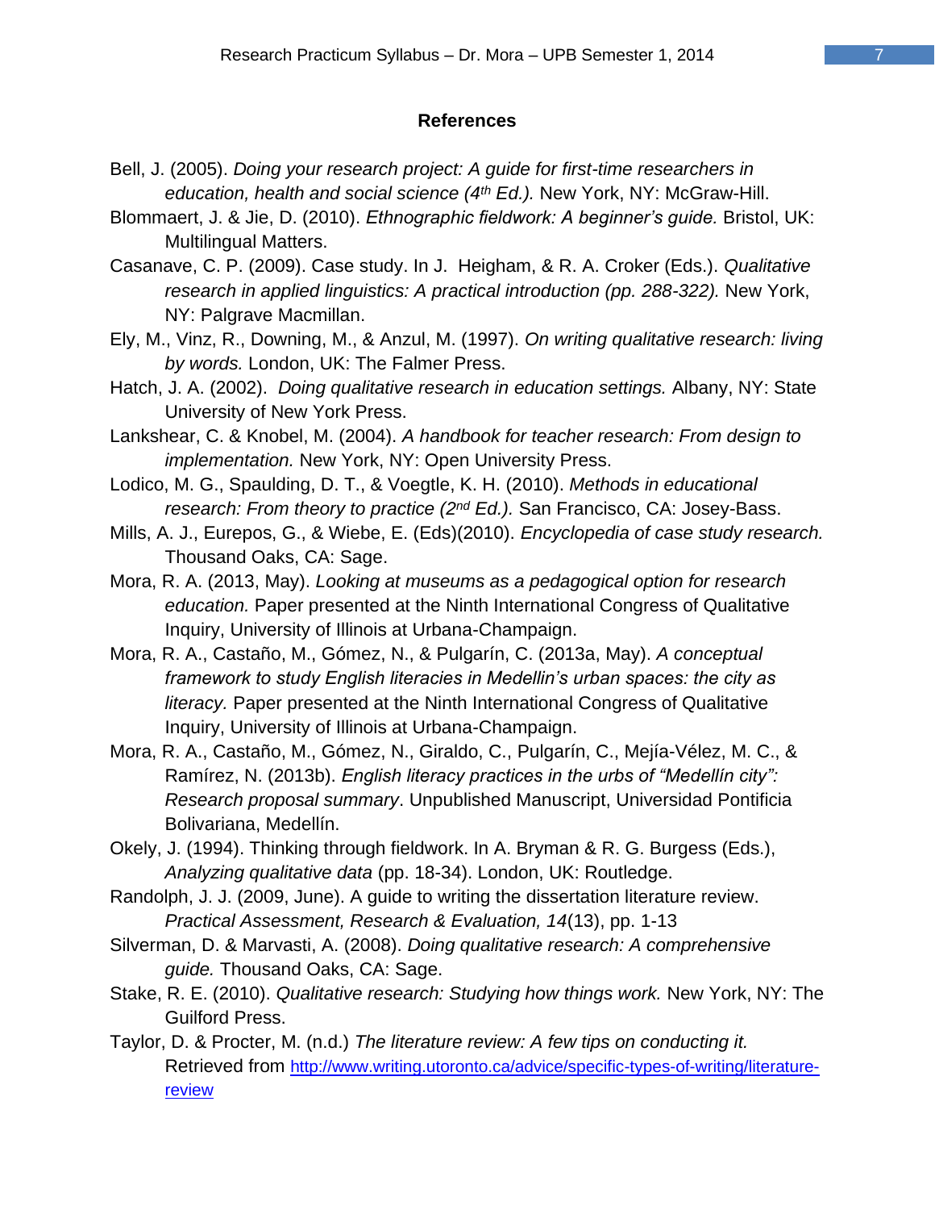**References**

Bell, J. (2005). *Doing your research project: A guide for first-time researchers in education, health and social science (4th Ed.).* New York, NY: McGraw-Hill.

Blommaert, J. & Jie, D. (2010). *Ethnographic fieldwork: A beginner's guide.* Bristol, UK: Multilingual Matters.

Casanave, C. P. (2009). Case study. In J. Heigham, & R. A. Croker (Eds.). *Qualitative research in applied linguistics: A practical introduction (pp. 288-322).* New York, NY: Palgrave Macmillan.

Ely, M., Vinz, R., Downing, M., & Anzul, M. (1997). *On writing qualitative research: living by words.* London, UK: The Falmer Press.

Hatch, J. A. (2002). *Doing qualitative research in education settings.* Albany, NY: State University of New York Press.

Lankshear, C. & Knobel, M. (2004). *A handbook for teacher research: From design to implementation.* New York, NY: Open University Press.

Lodico, M. G., Spaulding, D. T., & Voegtle, K. H. (2010). *Methods in educational research: From theory to practice (2nd Ed.).* San Francisco, CA: Josey-Bass.

Mills, A. J., Eurepos, G., & Wiebe, E. (Eds)(2010). *Encyclopedia of case study research.* Thousand Oaks, CA: Sage.

Mora, R. A. (2013, May). *Looking at museums as a pedagogical option for research education.* Paper presented at the Ninth International Congress of Qualitative Inquiry, University of Illinois at Urbana-Champaign.

Mora, R. A., Castaño, M., Gómez, N., & Pulgarín, C. (2013a, May). *A conceptual framework to study English literacies in Medellin's urban spaces: the city as literacy.* Paper presented at the Ninth International Congress of Qualitative Inquiry, University of Illinois at Urbana-Champaign.

Mora, R. A., Castaño, M., Gómez, N., Giraldo, C., Pulgarín, C., Mejía-Vélez, M. C., & Ramírez, N. (2013b). *English literacy practices in the urbs of "Medellín city": Research proposal summary*. Unpublished Manuscript, Universidad Pontificia Bolivariana, Medellín.

Okely, J. (1994). Thinking through fieldwork. In A. Bryman & R. G. Burgess (Eds.), *Analyzing qualitative data* (pp. 18-34). London, UK: Routledge.

Randolph, J. J. (2009, June). A guide to writing the dissertation literature review. *Practical Assessment, Research & Evaluation, 14*(13), pp. 1-13

Silverman, D. & Marvasti, A. (2008). *Doing qualitative research: A comprehensive guide.* Thousand Oaks, CA: Sage.

Stake, R. E. (2010). *Qualitative research: Studying how things work.* New York, NY: The Guilford Press.

Taylor, D. & Procter, M. (n.d.) *The literature review: A few tips on conducting it.* Retrieved from http://www.writing.utoronto.ca/advice/specific-types-of-writing/literature-review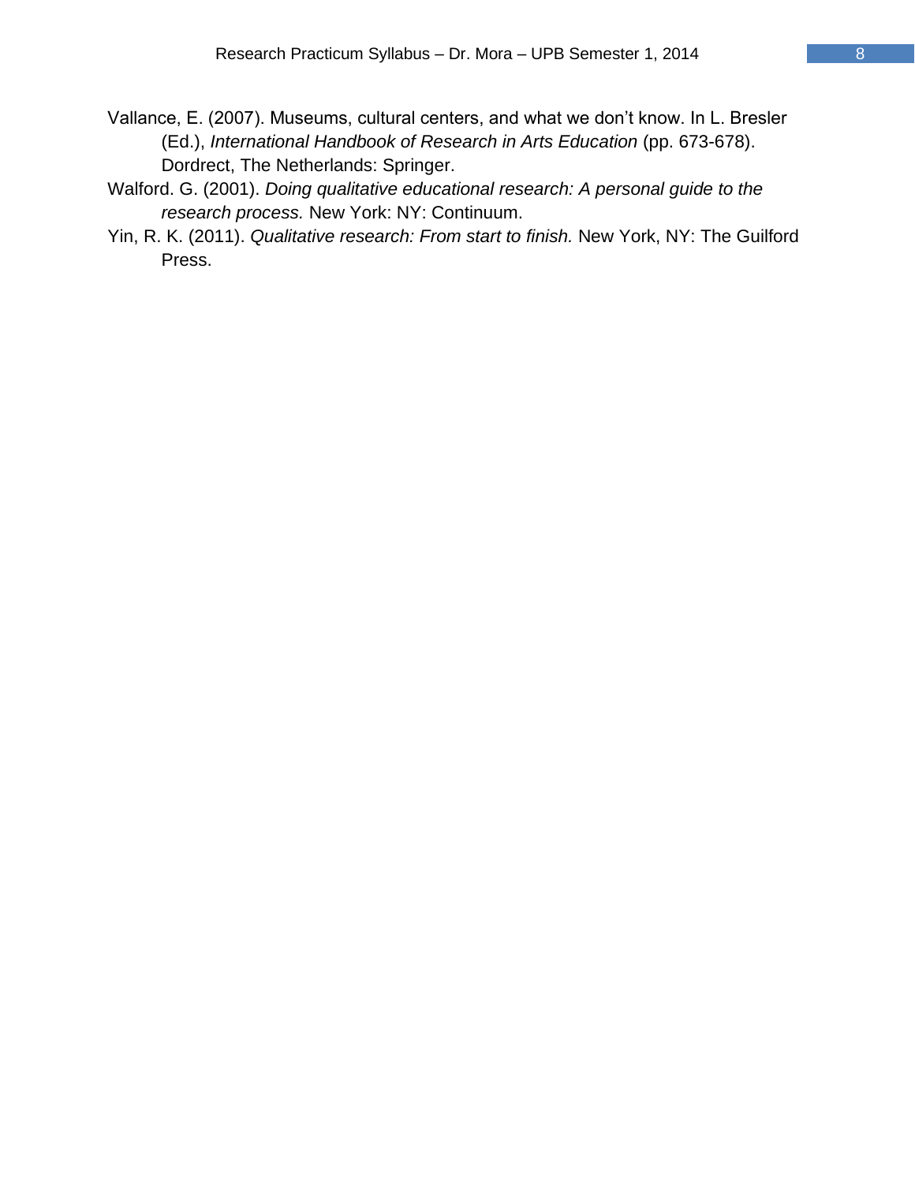Vallance, E. (2007). Museums, cultural centers, and what we don't know. In L. Bresler (Ed.), *International Handbook of Research in Arts Education* (pp. 673-678). Dordrect, The Netherlands: Springer.

Walford. G. (2001). *Doing qualitative educational research: A personal guide to the research process.* New York: NY: Continuum.

Yin, R. K. (2011). *Qualitative research: From start to finish.* New York, NY: The Guilford Press.